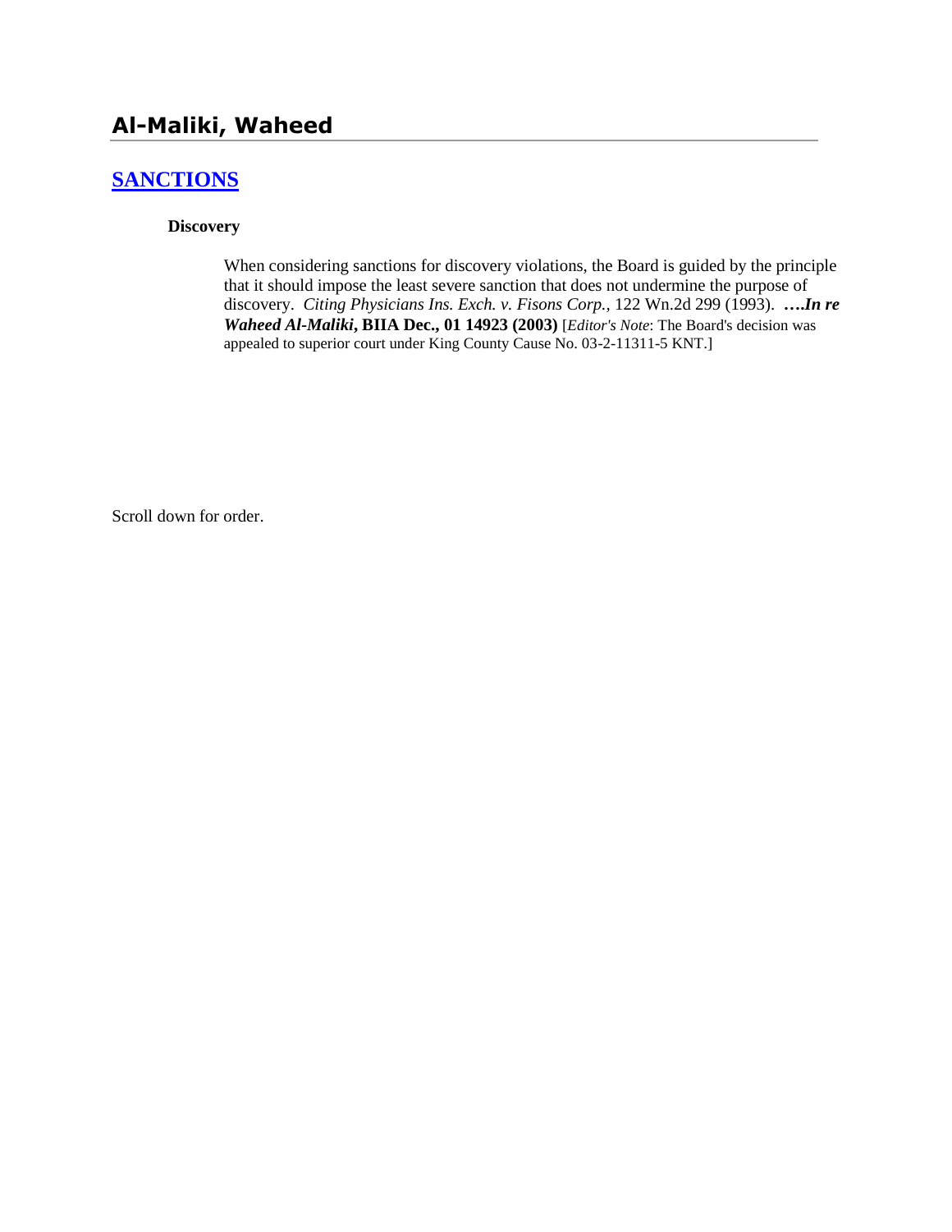# Al-Maliki, Waheed

## [SANCTIONS]

### Discovery

When considering sanctions for discovery violations, the Board is guided by the principle that it should impose the least severe sanction that does not undermine the purpose of discovery. *Citing Physicians Ins. Exch. v. Fisons Corp.*, 122 Wn.2d 299 (1993). ***….In re Waheed Al-Maliki*, BIIA Dec., 01 14923 (2003)** [*Editor's Note*: The Board's decision was appealed to superior court under King County Cause No. 03-2-11311-5 KNT.]

Scroll down for order.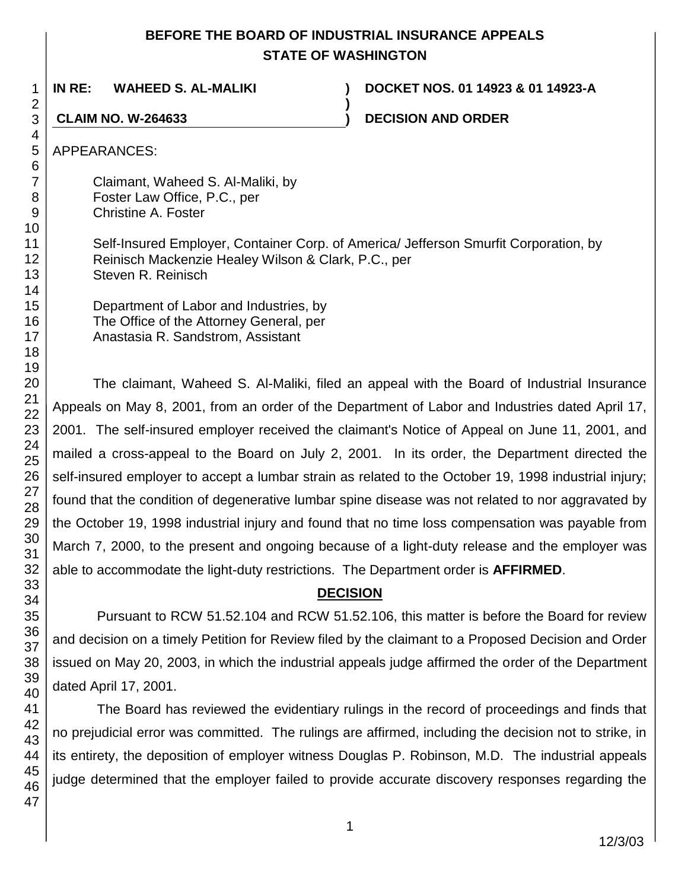**BEFORE THE BOARD OF INDUSTRIAL INSURANCE APPEALS**
**STATE OF WASHINGTON**

**IN RE: WAHEED S. AL-MALIKI** ) **DOCKET NOS. 01 14923 & 01 14923-A**
)
**CLAIM NO. W-264633** ) **DECISION AND ORDER**

APPEARANCES:

Claimant, Waheed S. Al-Maliki, by
Foster Law Office, P.C., per
Christine A. Foster

Self-Insured Employer, Container Corp. of America/ Jefferson Smurfit Corporation, by
Reinisch Mackenzie Healey Wilson & Clark, P.C., per
Steven R. Reinisch

Department of Labor and Industries, by
The Office of the Attorney General, per
Anastasia R. Sandstrom, Assistant

The claimant, Waheed S. Al-Maliki, filed an appeal with the Board of Industrial Insurance Appeals on May 8, 2001, from an order of the Department of Labor and Industries dated April 17, 2001. The self-insured employer received the claimant's Notice of Appeal on June 11, 2001, and mailed a cross-appeal to the Board on July 2, 2001. In its order, the Department directed the self-insured employer to accept a lumbar strain as related to the October 19, 1998 industrial injury; found that the condition of degenerative lumbar spine disease was not related to nor aggravated by the October 19, 1998 industrial injury and found that no time loss compensation was payable from March 7, 2000, to the present and ongoing because of a light-duty release and the employer was able to accommodate the light-duty restrictions. The Department order is **AFFIRMED**.

## DECISION

Pursuant to RCW 51.52.104 and RCW 51.52.106, this matter is before the Board for review and decision on a timely Petition for Review filed by the claimant to a Proposed Decision and Order issued on May 20, 2003, in which the industrial appeals judge affirmed the order of the Department dated April 17, 2001.

The Board has reviewed the evidentiary rulings in the record of proceedings and finds that no prejudicial error was committed. The rulings are affirmed, including the decision not to strike, in its entirety, the deposition of employer witness Douglas P. Robinson, M.D. The industrial appeals judge determined that the employer failed to provide accurate discovery responses regarding the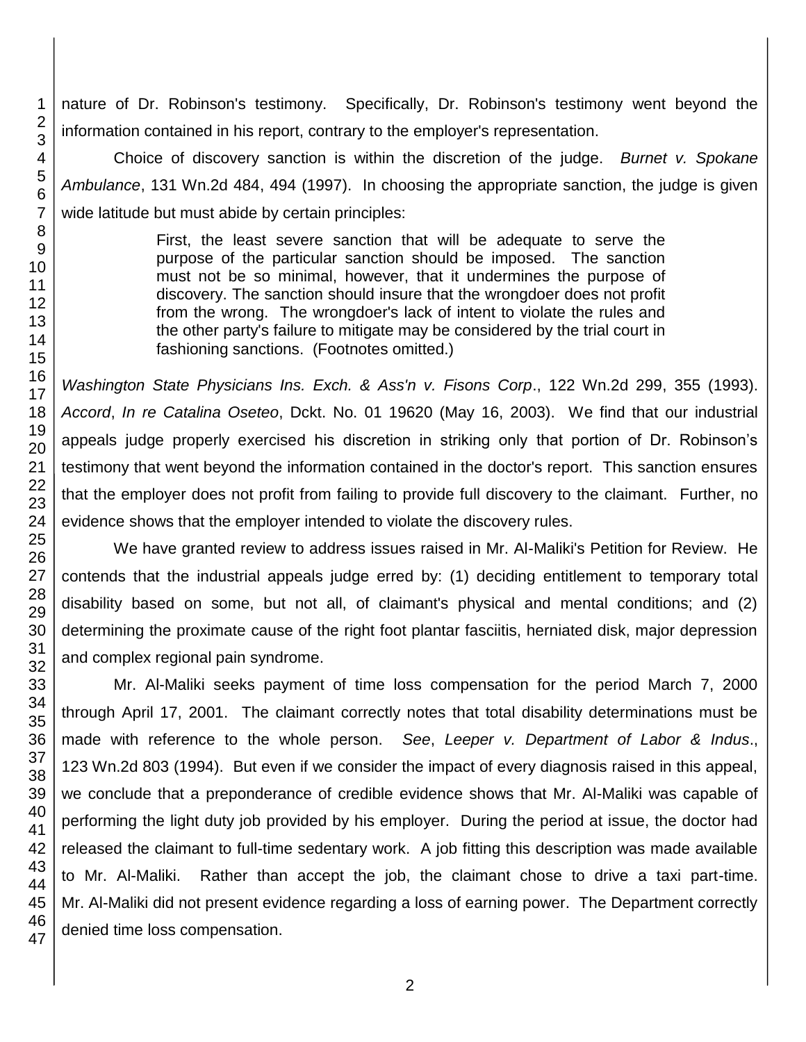nature of Dr. Robinson's testimony. Specifically, Dr. Robinson's testimony went beyond the information contained in his report, contrary to the employer's representation.

Choice of discovery sanction is within the discretion of the judge. *Burnet v. Spokane Ambulance*, 131 Wn.2d 484, 494 (1997). In choosing the appropriate sanction, the judge is given wide latitude but must abide by certain principles:

> First, the least severe sanction that will be adequate to serve the purpose of the particular sanction should be imposed. The sanction must not be so minimal, however, that it undermines the purpose of discovery. The sanction should insure that the wrongdoer does not profit from the wrong. The wrongdoer's lack of intent to violate the rules and the other party's failure to mitigate may be considered by the trial court in fashioning sanctions. (Footnotes omitted.)

*Washington State Physicians Ins. Exch. & Ass'n v. Fisons Corp*., 122 Wn.2d 299, 355 (1993). *Accord*, *In re Catalina Oseteo*, Dckt. No. 01 19620 (May 16, 2003). We find that our industrial appeals judge properly exercised his discretion in striking only that portion of Dr. Robinson's testimony that went beyond the information contained in the doctor's report. This sanction ensures that the employer does not profit from failing to provide full discovery to the claimant. Further, no evidence shows that the employer intended to violate the discovery rules.

We have granted review to address issues raised in Mr. Al-Maliki's Petition for Review. He contends that the industrial appeals judge erred by: (1) deciding entitlement to temporary total disability based on some, but not all, of claimant's physical and mental conditions; and (2) determining the proximate cause of the right foot plantar fasciitis, herniated disk, major depression and complex regional pain syndrome.

Mr. Al-Maliki seeks payment of time loss compensation for the period March 7, 2000 through April 17, 2001. The claimant correctly notes that total disability determinations must be made with reference to the whole person. *See*, *Leeper v. Department of Labor & Indus*., 123 Wn.2d 803 (1994). But even if we consider the impact of every diagnosis raised in this appeal, we conclude that a preponderance of credible evidence shows that Mr. Al-Maliki was capable of performing the light duty job provided by his employer. During the period at issue, the doctor had released the claimant to full-time sedentary work. A job fitting this description was made available to Mr. Al-Maliki. Rather than accept the job, the claimant chose to drive a taxi part-time. Mr. Al-Maliki did not present evidence regarding a loss of earning power. The Department correctly denied time loss compensation.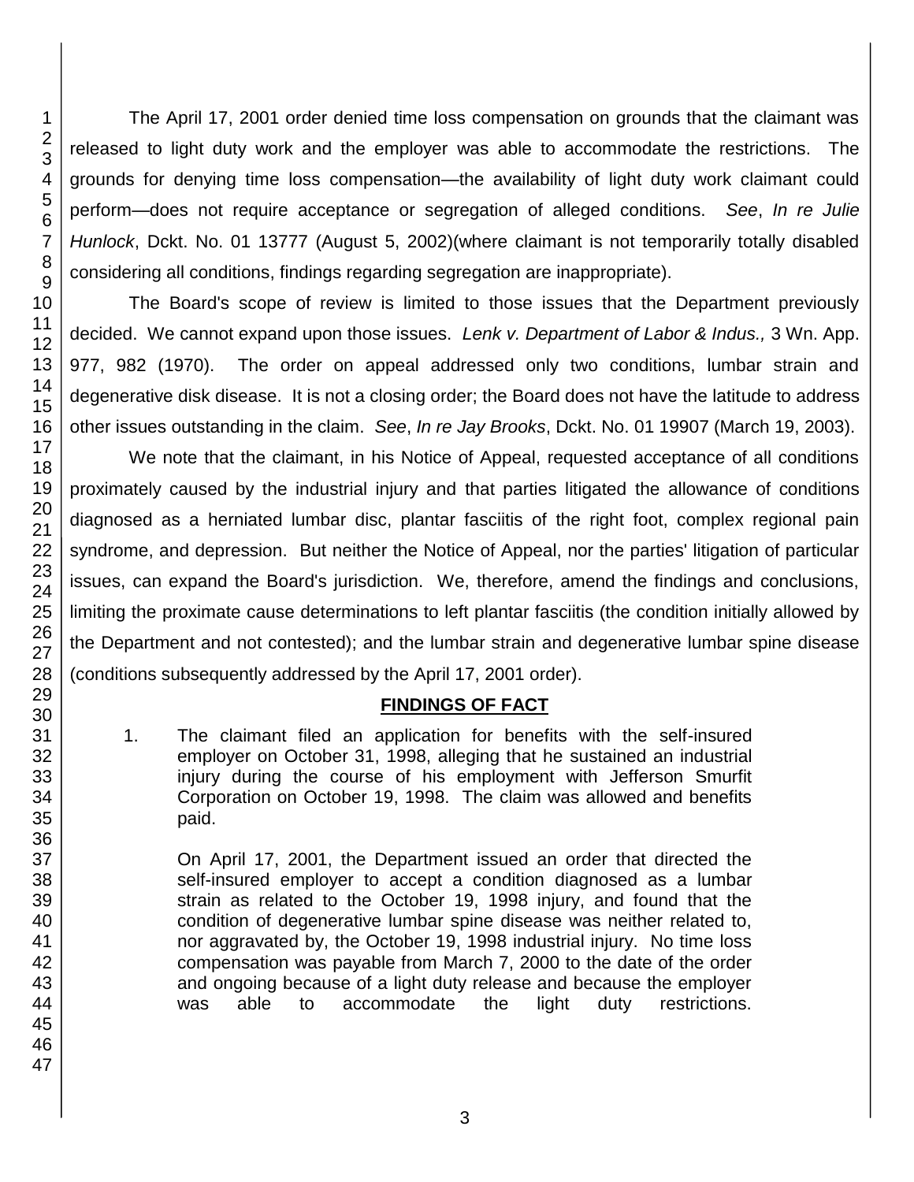The April 17, 2001 order denied time loss compensation on grounds that the claimant was released to light duty work and the employer was able to accommodate the restrictions. The grounds for denying time loss compensation—the availability of light duty work claimant could perform—does not require acceptance or segregation of alleged conditions. *See*, *In re Julie Hunlock*, Dckt. No. 01 13777 (August 5, 2002)(where claimant is not temporarily totally disabled considering all conditions, findings regarding segregation are inappropriate).

The Board's scope of review is limited to those issues that the Department previously decided. We cannot expand upon those issues. *Lenk v. Department of Labor & Indus.,* 3 Wn. App. 977, 982 (1970). The order on appeal addressed only two conditions, lumbar strain and degenerative disk disease. It is not a closing order; the Board does not have the latitude to address other issues outstanding in the claim. *See*, *In re Jay Brooks*, Dckt. No. 01 19907 (March 19, 2003).

We note that the claimant, in his Notice of Appeal, requested acceptance of all conditions proximately caused by the industrial injury and that parties litigated the allowance of conditions diagnosed as a herniated lumbar disc, plantar fasciitis of the right foot, complex regional pain syndrome, and depression. But neither the Notice of Appeal, nor the parties' litigation of particular issues, can expand the Board's jurisdiction. We, therefore, amend the findings and conclusions, limiting the proximate cause determinations to left plantar fasciitis (the condition initially allowed by the Department and not contested); and the lumbar strain and degenerative lumbar spine disease (conditions subsequently addressed by the April 17, 2001 order).

## FINDINGS OF FACT

1. The claimant filed an application for benefits with the self-insured employer on October 31, 1998, alleging that he sustained an industrial injury during the course of his employment with Jefferson Smurfit Corporation on October 19, 1998. The claim was allowed and benefits paid.

   On April 17, 2001, the Department issued an order that directed the self-insured employer to accept a condition diagnosed as a lumbar strain as related to the October 19, 1998 injury, and found that the condition of degenerative lumbar spine disease was neither related to, nor aggravated by, the October 19, 1998 industrial injury. No time loss compensation was payable from March 7, 2000 to the date of the order and ongoing because of a light duty release and because the employer was able to accommodate the light duty restrictions.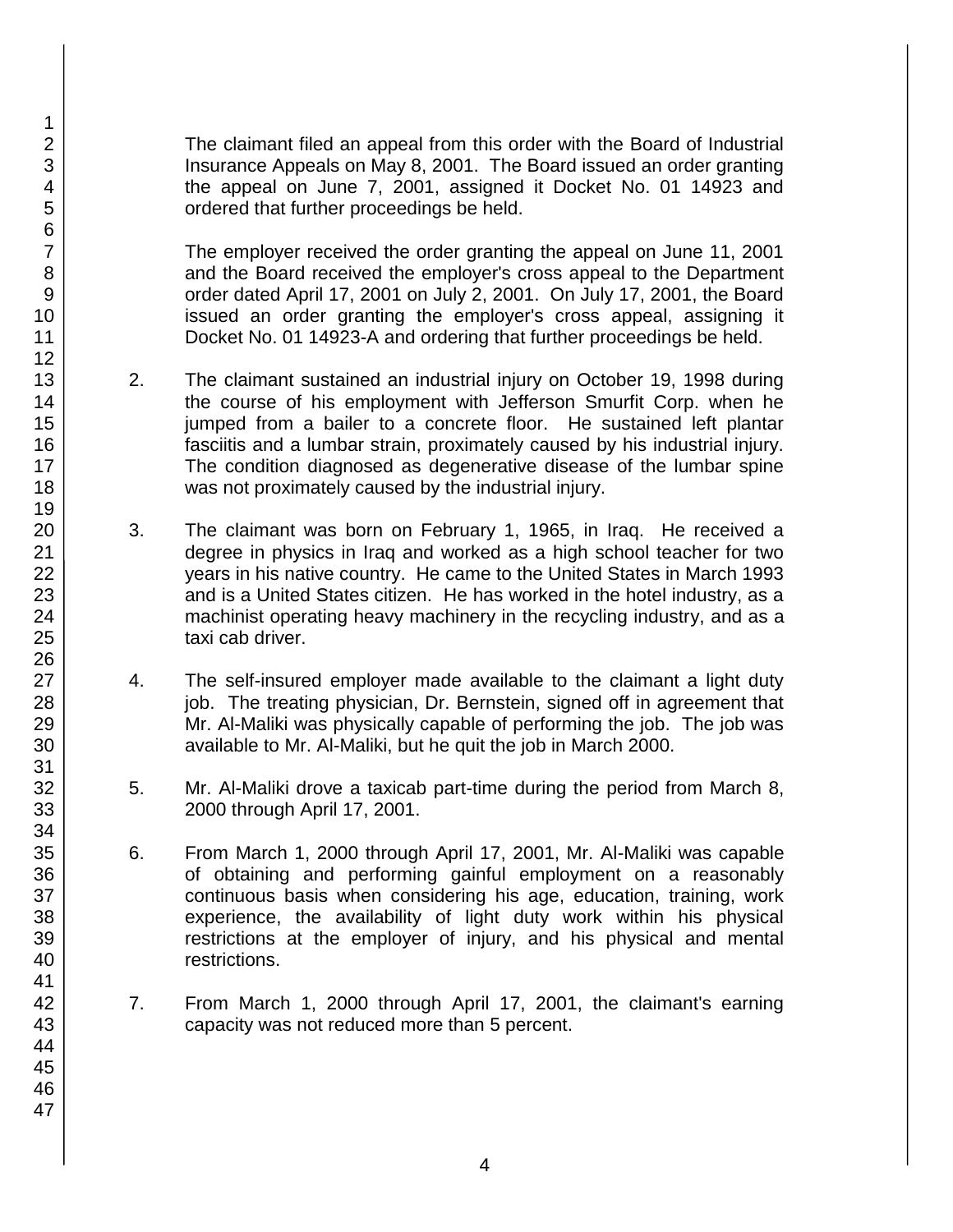The claimant filed an appeal from this order with the Board of Industrial Insurance Appeals on May 8, 2001. The Board issued an order granting the appeal on June 7, 2001, assigned it Docket No. 01 14923 and ordered that further proceedings be held.

The employer received the order granting the appeal on June 11, 2001 and the Board received the employer's cross appeal to the Department order dated April 17, 2001 on July 2, 2001. On July 17, 2001, the Board issued an order granting the employer's cross appeal, assigning it Docket No. 01 14923-A and ordering that further proceedings be held.

2. The claimant sustained an industrial injury on October 19, 1998 during the course of his employment with Jefferson Smurfit Corp. when he jumped from a bailer to a concrete floor. He sustained left plantar fasciitis and a lumbar strain, proximately caused by his industrial injury. The condition diagnosed as degenerative disease of the lumbar spine was not proximately caused by the industrial injury.

3. The claimant was born on February 1, 1965, in Iraq. He received a degree in physics in Iraq and worked as a high school teacher for two years in his native country. He came to the United States in March 1993 and is a United States citizen. He has worked in the hotel industry, as a machinist operating heavy machinery in the recycling industry, and as a taxi cab driver.

4. The self-insured employer made available to the claimant a light duty job. The treating physician, Dr. Bernstein, signed off in agreement that Mr. Al-Maliki was physically capable of performing the job. The job was available to Mr. Al-Maliki, but he quit the job in March 2000.

5. Mr. Al-Maliki drove a taxicab part-time during the period from March 8, 2000 through April 17, 2001.

6. From March 1, 2000 through April 17, 2001, Mr. Al-Maliki was capable of obtaining and performing gainful employment on a reasonably continuous basis when considering his age, education, training, work experience, the availability of light duty work within his physical restrictions at the employer of injury, and his physical and mental restrictions.

7. From March 1, 2000 through April 17, 2001, the claimant's earning capacity was not reduced more than 5 percent.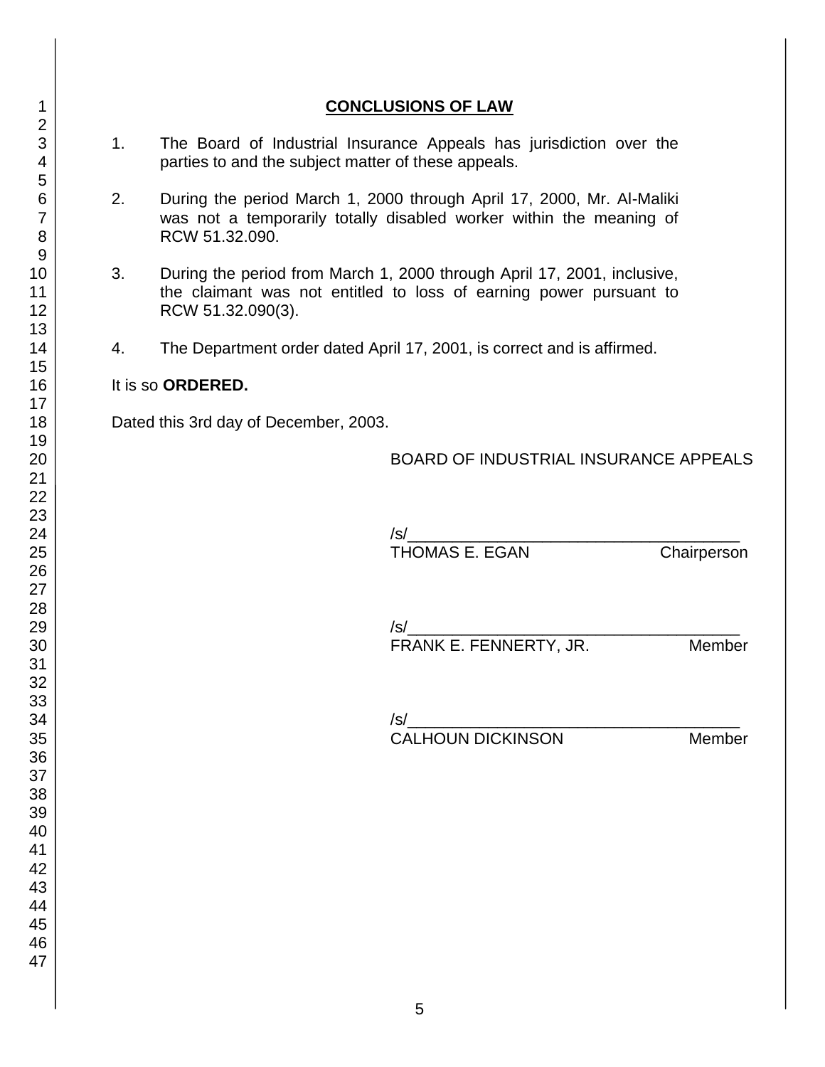## CONCLUSIONS OF LAW

1. The Board of Industrial Insurance Appeals has jurisdiction over the parties to and the subject matter of these appeals.

2. During the period March 1, 2000 through April 17, 2000, Mr. Al-Maliki was not a temporarily totally disabled worker within the meaning of RCW 51.32.090.

3. During the period from March 1, 2000 through April 17, 2001, inclusive, the claimant was not entitled to loss of earning power pursuant to RCW 51.32.090(3).

4. The Department order dated April 17, 2001, is correct and is affirmed.

It is so **ORDERED.**

Dated this 3rd day of December, 2003.

BOARD OF INDUSTRIAL INSURANCE APPEALS

/s/_____________________________________
THOMAS E. EGAN Chairperson

/s/_____________________________________
FRANK E. FENNERTY, JR. Member

/s/_____________________________________
CALHOUN DICKINSON Member